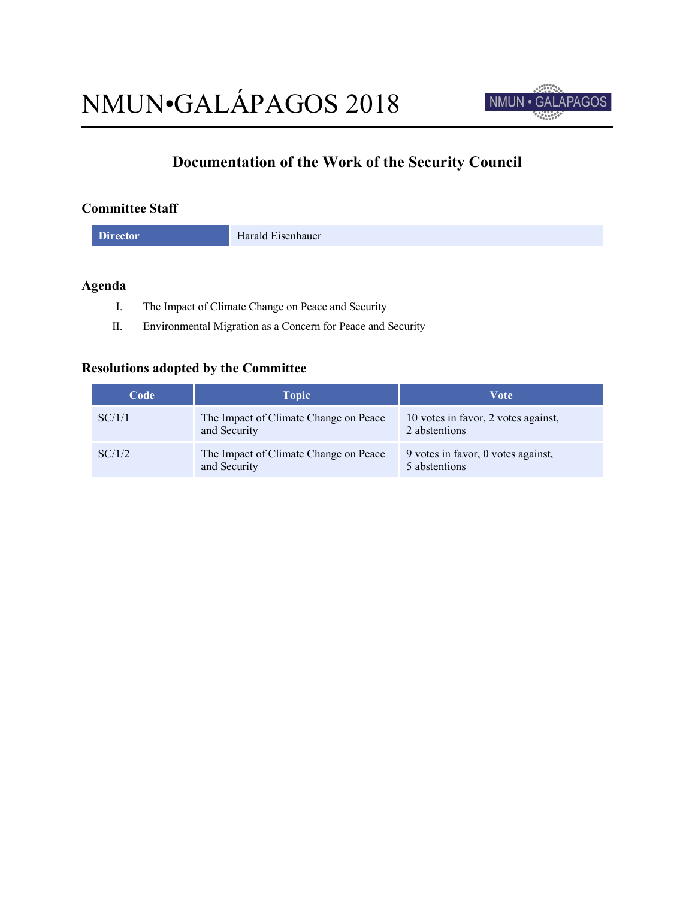# NMUN•GALÁPAGOS 2018

## Documentation of the Work of the Security Council

### Committee Staff

| Director | Harald Eisenhauer |
| --- | --- |

### Agenda

I. The Impact of Climate Change on Peace and Security

II. Environmental Migration as a Concern for Peace and Security

### Resolutions adopted by the Committee

| Code | Topic | Vote |
| --- | --- | --- |
| SC/1/1 | The Impact of Climate Change on Peace and Security | 10 votes in favor, 2 votes against, 2 abstentions |
| SC/1/2 | The Impact of Climate Change on Peace and Security | 9 votes in favor, 0 votes against, 5 abstentions |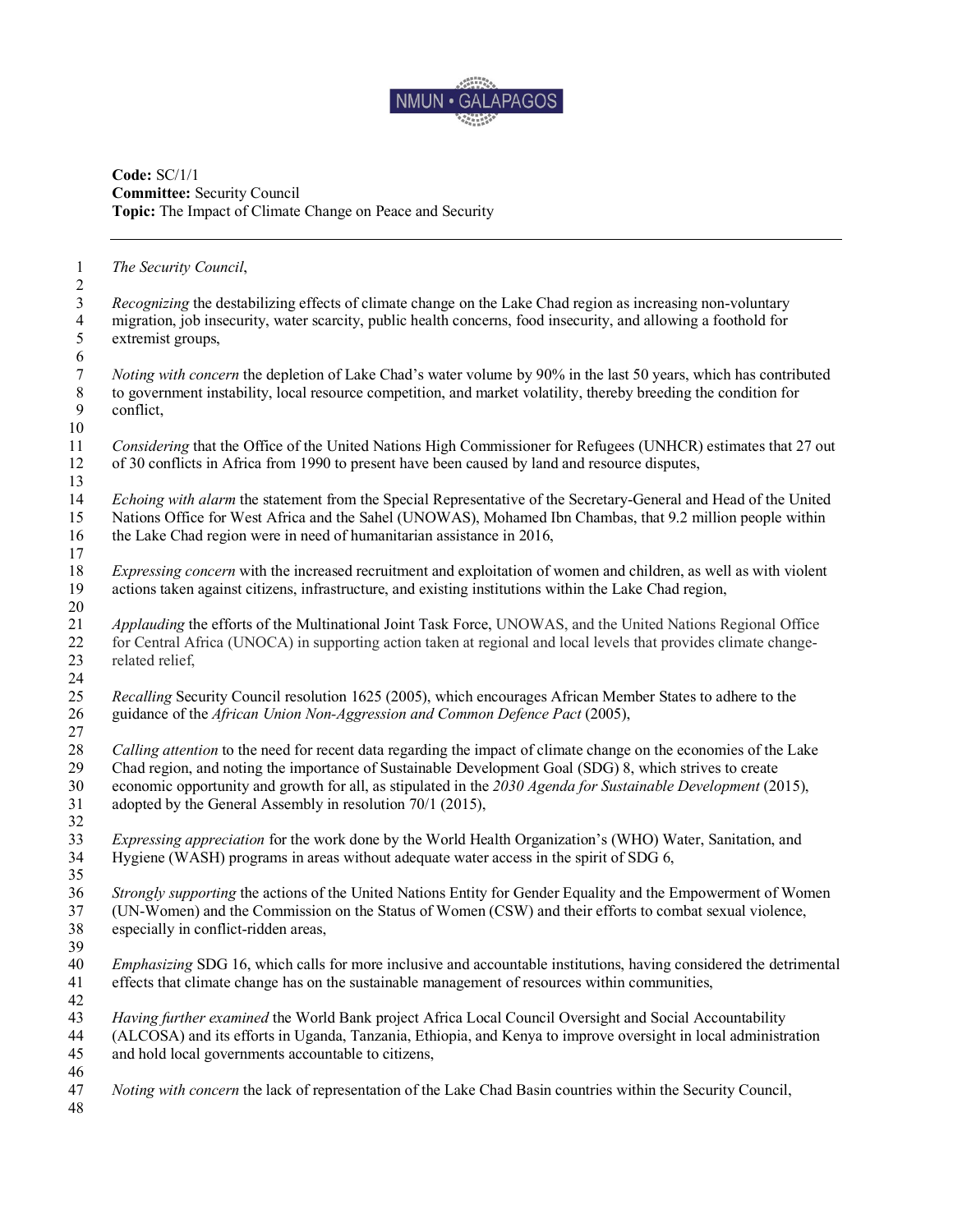**Code:** SC/1/1
**Committee:** Security Council
**Topic:** The Impact of Climate Change on Peace and Security

---

*The Security Council*,

*Recognizing* the destabilizing effects of climate change on the Lake Chad region as increasing non-voluntary migration, job insecurity, water scarcity, public health concerns, food insecurity, and allowing a foothold for extremist groups,

*Noting with concern* the depletion of Lake Chad's water volume by 90% in the last 50 years, which has contributed to government instability, local resource competition, and market volatility, thereby breeding the condition for conflict,

*Considering* that the Office of the United Nations High Commissioner for Refugees (UNHCR) estimates that 27 out of 30 conflicts in Africa from 1990 to present have been caused by land and resource disputes,

*Echoing with alarm* the statement from the Special Representative of the Secretary-General and Head of the United Nations Office for West Africa and the Sahel (UNOWAS), Mohamed Ibn Chambas, that 9.2 million people within the Lake Chad region were in need of humanitarian assistance in 2016,

*Expressing concern* with the increased recruitment and exploitation of women and children, as well as with violent actions taken against citizens, infrastructure, and existing institutions within the Lake Chad region,

*Applauding* the efforts of the Multinational Joint Task Force, UNOWAS, and the United Nations Regional Office for Central Africa (UNOCA) in supporting action taken at regional and local levels that provides climate change-related relief,

*Recalling* Security Council resolution 1625 (2005), which encourages African Member States to adhere to the guidance of the *African Union Non-Aggression and Common Defence Pact* (2005),

*Calling attention* to the need for recent data regarding the impact of climate change on the economies of the Lake Chad region, and noting the importance of Sustainable Development Goal (SDG) 8, which strives to create economic opportunity and growth for all, as stipulated in the *2030 Agenda for Sustainable Development* (2015), adopted by the General Assembly in resolution 70/1 (2015),

*Expressing appreciation* for the work done by the World Health Organization's (WHO) Water, Sanitation, and Hygiene (WASH) programs in areas without adequate water access in the spirit of SDG 6,

*Strongly supporting* the actions of the United Nations Entity for Gender Equality and the Empowerment of Women (UN-Women) and the Commission on the Status of Women (CSW) and their efforts to combat sexual violence, especially in conflict-ridden areas,

*Emphasizing* SDG 16, which calls for more inclusive and accountable institutions, having considered the detrimental effects that climate change has on the sustainable management of resources within communities,

*Having further examined* the World Bank project Africa Local Council Oversight and Social Accountability (ALCOSA) and its efforts in Uganda, Tanzania, Ethiopia, and Kenya to improve oversight in local administration and hold local governments accountable to citizens,

*Noting with concern* the lack of representation of the Lake Chad Basin countries within the Security Council,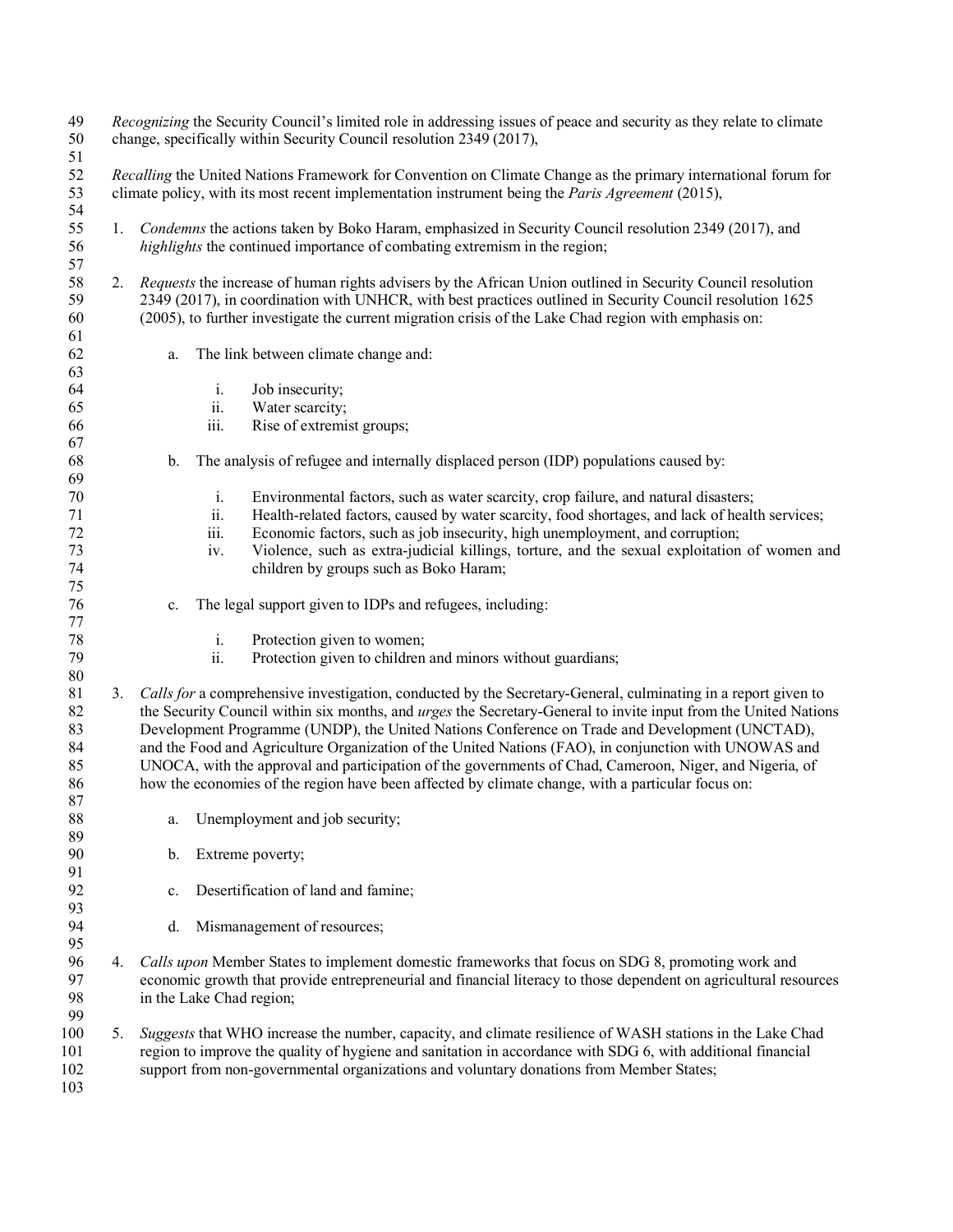*Recognizing* the Security Council's limited role in addressing issues of peace and security as they relate to climate change, specifically within Security Council resolution 2349 (2017),

*Recalling* the United Nations Framework for Convention on Climate Change as the primary international forum for climate policy, with its most recent implementation instrument being the *Paris Agreement* (2015),

1. *Condemns* the actions taken by Boko Haram, emphasized in Security Council resolution 2349 (2017), and *highlights* the continued importance of combating extremism in the region;

2. *Requests* the increase of human rights advisers by the African Union outlined in Security Council resolution 2349 (2017), in coordination with UNHCR, with best practices outlined in Security Council resolution 1625 (2005), to further investigate the current migration crisis of the Lake Chad region with emphasis on:

    a. The link between climate change and:

        i. Job insecurity;
        ii. Water scarcity;
        iii. Rise of extremist groups;

    b. The analysis of refugee and internally displaced person (IDP) populations caused by:

        i. Environmental factors, such as water scarcity, crop failure, and natural disasters;
        ii. Health-related factors, caused by water scarcity, food shortages, and lack of health services;
        iii. Economic factors, such as job insecurity, high unemployment, and corruption;
        iv. Violence, such as extra-judicial killings, torture, and the sexual exploitation of women and children by groups such as Boko Haram;

    c. The legal support given to IDPs and refugees, including:

        i. Protection given to women;
        ii. Protection given to children and minors without guardians;

3. *Calls for* a comprehensive investigation, conducted by the Secretary-General, culminating in a report given to the Security Council within six months, and *urges* the Secretary-General to invite input from the United Nations Development Programme (UNDP), the United Nations Conference on Trade and Development (UNCTAD), and the Food and Agriculture Organization of the United Nations (FAO), in conjunction with UNOWAS and UNOCA, with the approval and participation of the governments of Chad, Cameroon, Niger, and Nigeria, of how the economies of the region have been affected by climate change, with a particular focus on:

    a. Unemployment and job security;

    b. Extreme poverty;

    c. Desertification of land and famine;

    d. Mismanagement of resources;

4. *Calls upon* Member States to implement domestic frameworks that focus on SDG 8, promoting work and economic growth that provide entrepreneurial and financial literacy to those dependent on agricultural resources in the Lake Chad region;

5. *Suggests* that WHO increase the number, capacity, and climate resilience of WASH stations in the Lake Chad region to improve the quality of hygiene and sanitation in accordance with SDG 6, with additional financial support from non-governmental organizations and voluntary donations from Member States;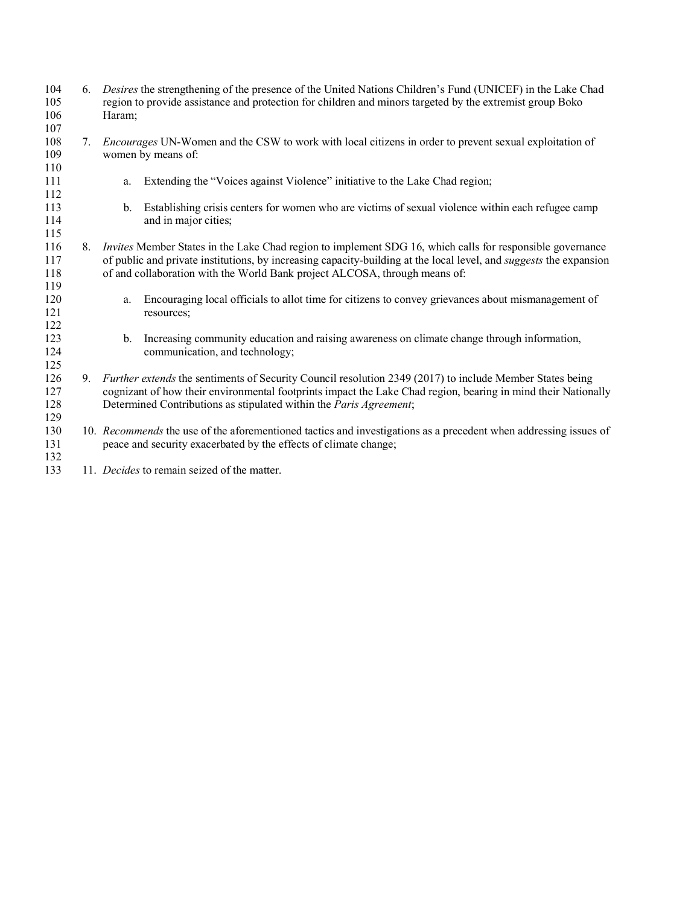6. *Desires* the strengthening of the presence of the United Nations Children's Fund (UNICEF) in the Lake Chad region to provide assistance and protection for children and minors targeted by the extremist group Boko Haram;

7. *Encourages* UN-Women and the CSW to work with local citizens in order to prevent sexual exploitation of women by means of:

    a. Extending the "Voices against Violence" initiative to the Lake Chad region;

    b. Establishing crisis centers for women who are victims of sexual violence within each refugee camp and in major cities;

8. *Invites* Member States in the Lake Chad region to implement SDG 16, which calls for responsible governance of public and private institutions, by increasing capacity-building at the local level, and *suggests* the expansion of and collaboration with the World Bank project ALCOSA, through means of:

    a. Encouraging local officials to allot time for citizens to convey grievances about mismanagement of resources;

    b. Increasing community education and raising awareness on climate change through information, communication, and technology;

9. *Further extends* the sentiments of Security Council resolution 2349 (2017) to include Member States being cognizant of how their environmental footprints impact the Lake Chad region, bearing in mind their Nationally Determined Contributions as stipulated within the *Paris Agreement*;

10. *Recommends* the use of the aforementioned tactics and investigations as a precedent when addressing issues of peace and security exacerbated by the effects of climate change;

11. *Decides* to remain seized of the matter.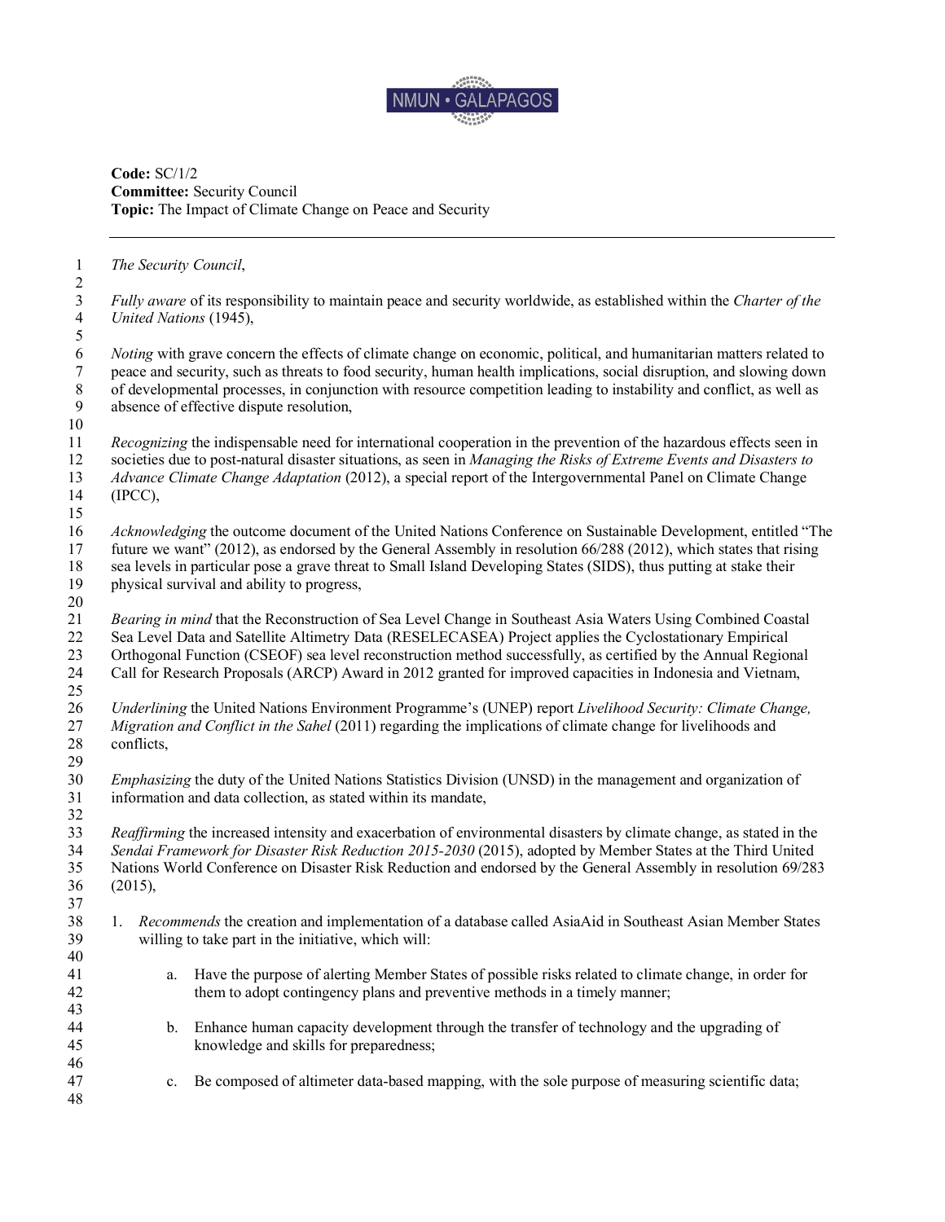NMUN • GALAPAGOS

**Code:** SC/1/2
**Committee:** Security Council
**Topic:** The Impact of Climate Change on Peace and Security

---

*The Security Council*,

*Fully aware* of its responsibility to maintain peace and security worldwide, as established within the *Charter of the United Nations* (1945),

*Noting* with grave concern the effects of climate change on economic, political, and humanitarian matters related to peace and security, such as threats to food security, human health implications, social disruption, and slowing down of developmental processes, in conjunction with resource competition leading to instability and conflict, as well as absence of effective dispute resolution,

*Recognizing* the indispensable need for international cooperation in the prevention of the hazardous effects seen in societies due to post-natural disaster situations, as seen in *Managing the Risks of Extreme Events and Disasters to Advance Climate Change Adaptation* (2012), a special report of the Intergovernmental Panel on Climate Change (IPCC),

*Acknowledging* the outcome document of the United Nations Conference on Sustainable Development, entitled "The future we want" (2012), as endorsed by the General Assembly in resolution 66/288 (2012), which states that rising sea levels in particular pose a grave threat to Small Island Developing States (SIDS), thus putting at stake their physical survival and ability to progress,

*Bearing in mind* that the Reconstruction of Sea Level Change in Southeast Asia Waters Using Combined Coastal Sea Level Data and Satellite Altimetry Data (RESELECASEA) Project applies the Cyclostationary Empirical Orthogonal Function (CSEOF) sea level reconstruction method successfully, as certified by the Annual Regional Call for Research Proposals (ARCP) Award in 2012 granted for improved capacities in Indonesia and Vietnam,

*Underlining* the United Nations Environment Programme's (UNEP) report *Livelihood Security: Climate Change, Migration and Conflict in the Sahel* (2011) regarding the implications of climate change for livelihoods and conflicts,

*Emphasizing* the duty of the United Nations Statistics Division (UNSD) in the management and organization of information and data collection, as stated within its mandate,

*Reaffirming* the increased intensity and exacerbation of environmental disasters by climate change, as stated in the *Sendai Framework for Disaster Risk Reduction 2015-2030* (2015), adopted by Member States at the Third United Nations World Conference on Disaster Risk Reduction and endorsed by the General Assembly in resolution 69/283 (2015),

1. *Recommends* the creation and implementation of a database called AsiaAid in Southeast Asian Member States willing to take part in the initiative, which will:

    a. Have the purpose of alerting Member States of possible risks related to climate change, in order for them to adopt contingency plans and preventive methods in a timely manner;

    b. Enhance human capacity development through the transfer of technology and the upgrading of knowledge and skills for preparedness;

    c. Be composed of altimeter data-based mapping, with the sole purpose of measuring scientific data;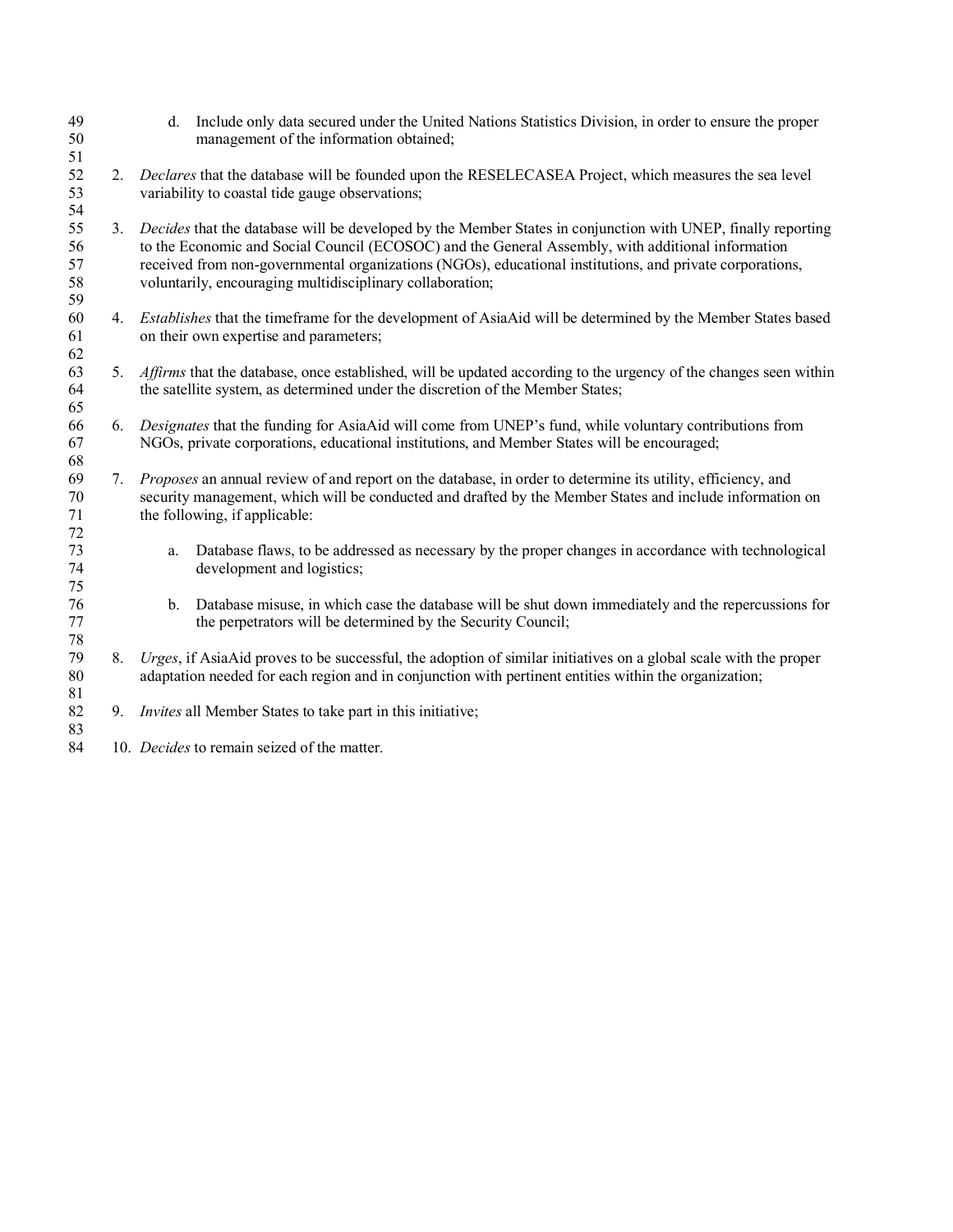d. Include only data secured under the United Nations Statistics Division, in order to ensure the proper management of the information obtained;

2. *Declares* that the database will be founded upon the RESELECASEA Project, which measures the sea level variability to coastal tide gauge observations;

3. *Decides* that the database will be developed by the Member States in conjunction with UNEP, finally reporting to the Economic and Social Council (ECOSOC) and the General Assembly, with additional information received from non-governmental organizations (NGOs), educational institutions, and private corporations, voluntarily, encouraging multidisciplinary collaboration;

4. *Establishes* that the timeframe for the development of AsiaAid will be determined by the Member States based on their own expertise and parameters;

5. *Affirms* that the database, once established, will be updated according to the urgency of the changes seen within the satellite system, as determined under the discretion of the Member States;

6. *Designates* that the funding for AsiaAid will come from UNEP's fund, while voluntary contributions from NGOs, private corporations, educational institutions, and Member States will be encouraged;

7. *Proposes* an annual review of and report on the database, in order to determine its utility, efficiency, and security management, which will be conducted and drafted by the Member States and include information on the following, if applicable:

    a. Database flaws, to be addressed as necessary by the proper changes in accordance with technological development and logistics;

    b. Database misuse, in which case the database will be shut down immediately and the repercussions for the perpetrators will be determined by the Security Council;

8. *Urges*, if AsiaAid proves to be successful, the adoption of similar initiatives on a global scale with the proper adaptation needed for each region and in conjunction with pertinent entities within the organization;

9. *Invites* all Member States to take part in this initiative;

10. *Decides* to remain seized of the matter.